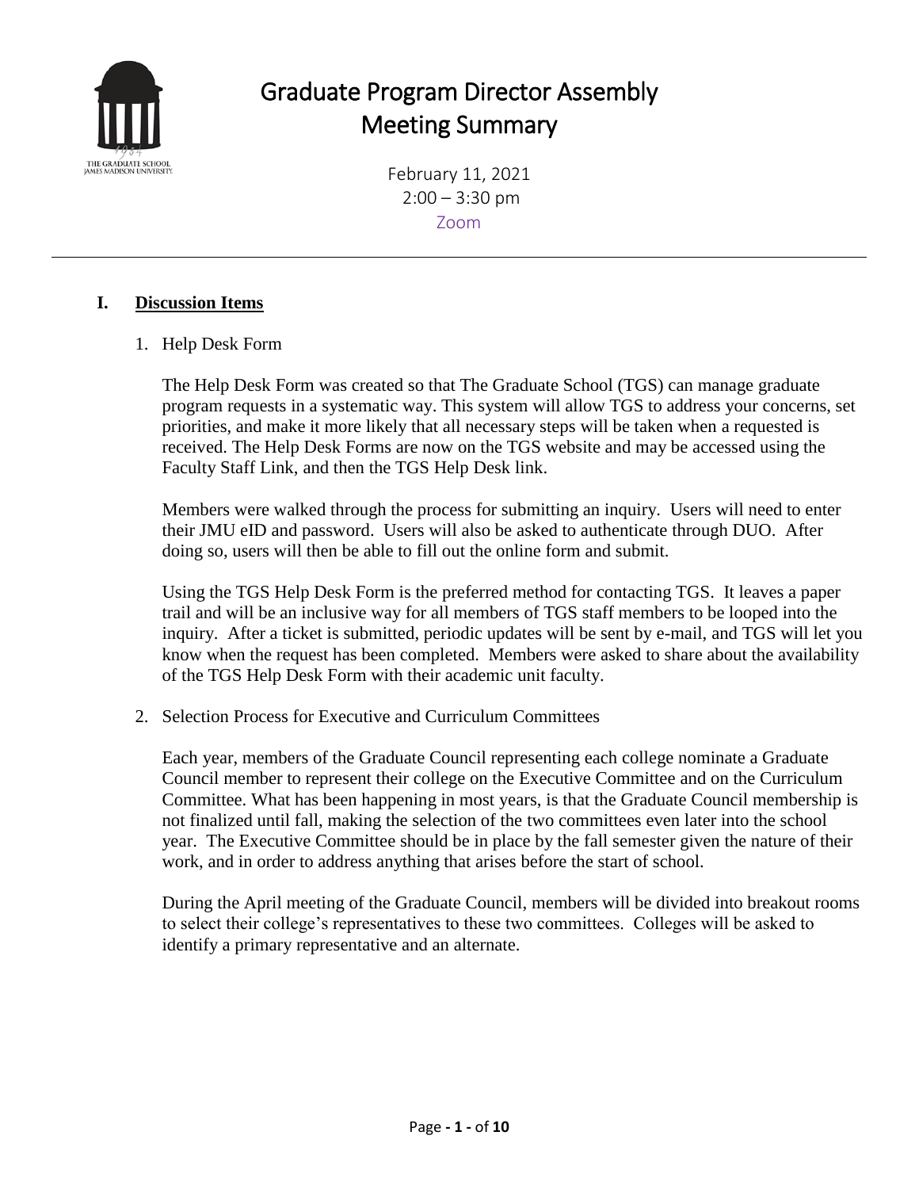# Graduate Program Director Assembly
# Meeting Summary

February 11, 2021
2:00 – 3:30 pm
Zoom

---

## I. Discussion Items

1. Help Desk Form

   The Help Desk Form was created so that The Graduate School (TGS) can manage graduate program requests in a systematic way. This system will allow TGS to address your concerns, set priorities, and make it more likely that all necessary steps will be taken when a requested is received. The Help Desk Forms are now on the TGS website and may be accessed using the Faculty Staff Link, and then the TGS Help Desk link.

   Members were walked through the process for submitting an inquiry. Users will need to enter their JMU eID and password. Users will also be asked to authenticate through DUO. After doing so, users will then be able to fill out the online form and submit.

   Using the TGS Help Desk Form is the preferred method for contacting TGS. It leaves a paper trail and will be an inclusive way for all members of TGS staff members to be looped into the inquiry. After a ticket is submitted, periodic updates will be sent by e-mail, and TGS will let you know when the request has been completed. Members were asked to share about the availability of the TGS Help Desk Form with their academic unit faculty.

2. Selection Process for Executive and Curriculum Committees

   Each year, members of the Graduate Council representing each college nominate a Graduate Council member to represent their college on the Executive Committee and on the Curriculum Committee. What has been happening in most years, is that the Graduate Council membership is not finalized until fall, making the selection of the two committees even later into the school year. The Executive Committee should be in place by the fall semester given the nature of their work, and in order to address anything that arises before the start of school.

   During the April meeting of the Graduate Council, members will be divided into breakout rooms to select their college's representatives to these two committees. Colleges will be asked to identify a primary representative and an alternate.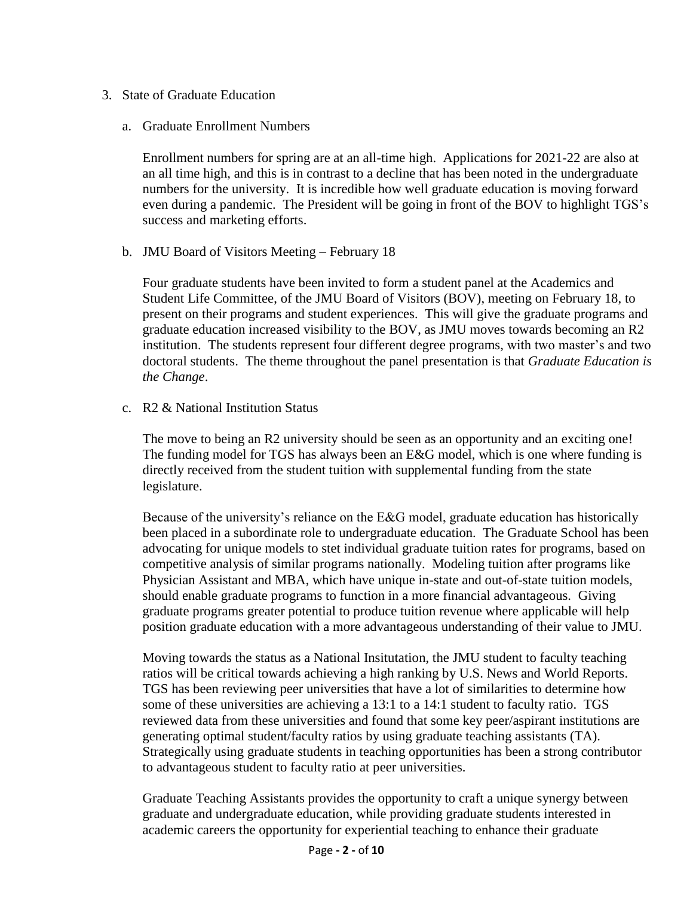3. State of Graduate Education

   a. Graduate Enrollment Numbers

   Enrollment numbers for spring are at an all-time high. Applications for 2021-22 are also at an all time high, and this is in contrast to a decline that has been noted in the undergraduate numbers for the university. It is incredible how well graduate education is moving forward even during a pandemic. The President will be going in front of the BOV to highlight TGS's success and marketing efforts.

   b. JMU Board of Visitors Meeting – February 18

   Four graduate students have been invited to form a student panel at the Academics and Student Life Committee, of the JMU Board of Visitors (BOV), meeting on February 18, to present on their programs and student experiences. This will give the graduate programs and graduate education increased visibility to the BOV, as JMU moves towards becoming an R2 institution. The students represent four different degree programs, with two master's and two doctoral students. The theme throughout the panel presentation is that *Graduate Education is the Change*.

   c. R2 & National Institution Status

   The move to being an R2 university should be seen as an opportunity and an exciting one! The funding model for TGS has always been an E&G model, which is one where funding is directly received from the student tuition with supplemental funding from the state legislature.

   Because of the university's reliance on the E&G model, graduate education has historically been placed in a subordinate role to undergraduate education. The Graduate School has been advocating for unique models to stet individual graduate tuition rates for programs, based on competitive analysis of similar programs nationally. Modeling tuition after programs like Physician Assistant and MBA, which have unique in-state and out-of-state tuition models, should enable graduate programs to function in a more financial advantageous. Giving graduate programs greater potential to produce tuition revenue where applicable will help position graduate education with a more advantageous understanding of their value to JMU.

   Moving towards the status as a National Insitutation, the JMU student to faculty teaching ratios will be critical towards achieving a high ranking by U.S. News and World Reports. TGS has been reviewing peer universities that have a lot of similarities to determine how some of these universities are achieving a 13:1 to a 14:1 student to faculty ratio. TGS reviewed data from these universities and found that some key peer/aspirant institutions are generating optimal student/faculty ratios by using graduate teaching assistants (TA). Strategically using graduate students in teaching opportunities has been a strong contributor to advantageous student to faculty ratio at peer universities.

   Graduate Teaching Assistants provides the opportunity to craft a unique synergy between graduate and undergraduate education, while providing graduate students interested in academic careers the opportunity for experiential teaching to enhance their graduate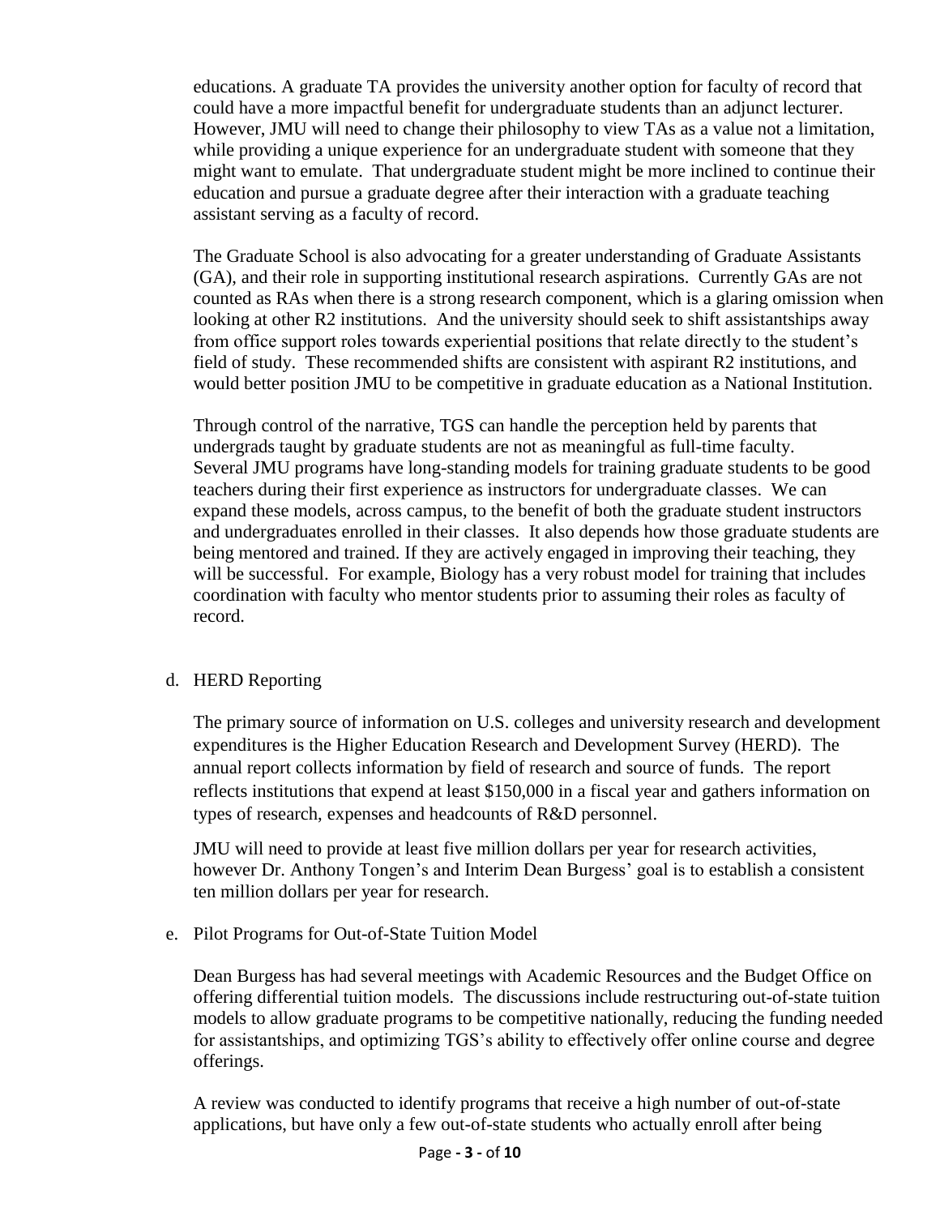educations. A graduate TA provides the university another option for faculty of record that could have a more impactful benefit for undergraduate students than an adjunct lecturer. However, JMU will need to change their philosophy to view TAs as a value not a limitation, while providing a unique experience for an undergraduate student with someone that they might want to emulate. That undergraduate student might be more inclined to continue their education and pursue a graduate degree after their interaction with a graduate teaching assistant serving as a faculty of record.

The Graduate School is also advocating for a greater understanding of Graduate Assistants (GA), and their role in supporting institutional research aspirations. Currently GAs are not counted as RAs when there is a strong research component, which is a glaring omission when looking at other R2 institutions. And the university should seek to shift assistantships away from office support roles towards experiential positions that relate directly to the student's field of study. These recommended shifts are consistent with aspirant R2 institutions, and would better position JMU to be competitive in graduate education as a National Institution.

Through control of the narrative, TGS can handle the perception held by parents that undergrads taught by graduate students are not as meaningful as full-time faculty. Several JMU programs have long-standing models for training graduate students to be good teachers during their first experience as instructors for undergraduate classes. We can expand these models, across campus, to the benefit of both the graduate student instructors and undergraduates enrolled in their classes. It also depends how those graduate students are being mentored and trained. If they are actively engaged in improving their teaching, they will be successful. For example, Biology has a very robust model for training that includes coordination with faculty who mentor students prior to assuming their roles as faculty of record.

d. HERD Reporting

The primary source of information on U.S. colleges and university research and development expenditures is the Higher Education Research and Development Survey (HERD). The annual report collects information by field of research and source of funds. The report reflects institutions that expend at least $150,000 in a fiscal year and gathers information on types of research, expenses and headcounts of R&D personnel.

JMU will need to provide at least five million dollars per year for research activities, however Dr. Anthony Tongen's and Interim Dean Burgess' goal is to establish a consistent ten million dollars per year for research.

e. Pilot Programs for Out-of-State Tuition Model

Dean Burgess has had several meetings with Academic Resources and the Budget Office on offering differential tuition models. The discussions include restructuring out-of-state tuition models to allow graduate programs to be competitive nationally, reducing the funding needed for assistantships, and optimizing TGS's ability to effectively offer online course and degree offerings.

A review was conducted to identify programs that receive a high number of out-of-state applications, but have only a few out-of-state students who actually enroll after being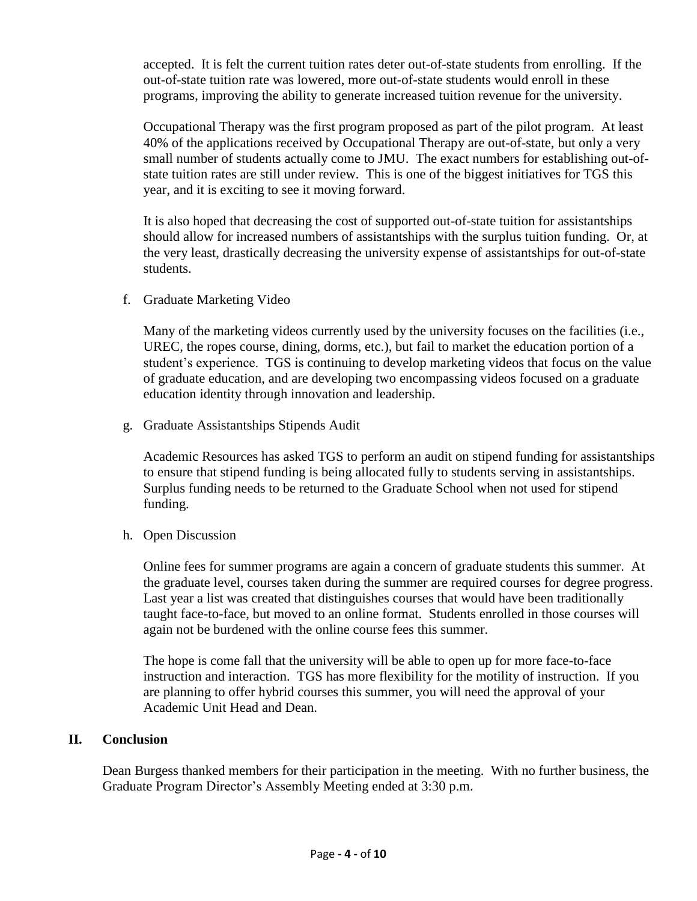accepted. It is felt the current tuition rates deter out-of-state students from enrolling. If the out-of-state tuition rate was lowered, more out-of-state students would enroll in these programs, improving the ability to generate increased tuition revenue for the university.

Occupational Therapy was the first program proposed as part of the pilot program. At least 40% of the applications received by Occupational Therapy are out-of-state, but only a very small number of students actually come to JMU. The exact numbers for establishing out-of-state tuition rates are still under review. This is one of the biggest initiatives for TGS this year, and it is exciting to see it moving forward.

It is also hoped that decreasing the cost of supported out-of-state tuition for assistantships should allow for increased numbers of assistantships with the surplus tuition funding. Or, at the very least, drastically decreasing the university expense of assistantships for out-of-state students.

f. Graduate Marketing Video

Many of the marketing videos currently used by the university focuses on the facilities (i.e., UREC, the ropes course, dining, dorms, etc.), but fail to market the education portion of a student's experience. TGS is continuing to develop marketing videos that focus on the value of graduate education, and are developing two encompassing videos focused on a graduate education identity through innovation and leadership.

g. Graduate Assistantships Stipends Audit

Academic Resources has asked TGS to perform an audit on stipend funding for assistantships to ensure that stipend funding is being allocated fully to students serving in assistantships. Surplus funding needs to be returned to the Graduate School when not used for stipend funding.

h. Open Discussion

Online fees for summer programs are again a concern of graduate students this summer. At the graduate level, courses taken during the summer are required courses for degree progress. Last year a list was created that distinguishes courses that would have been traditionally taught face-to-face, but moved to an online format. Students enrolled in those courses will again not be burdened with the online course fees this summer.

The hope is come fall that the university will be able to open up for more face-to-face instruction and interaction. TGS has more flexibility for the motility of instruction. If you are planning to offer hybrid courses this summer, you will need the approval of your Academic Unit Head and Dean.

## II. Conclusion

Dean Burgess thanked members for their participation in the meeting. With no further business, the Graduate Program Director's Assembly Meeting ended at 3:30 p.m.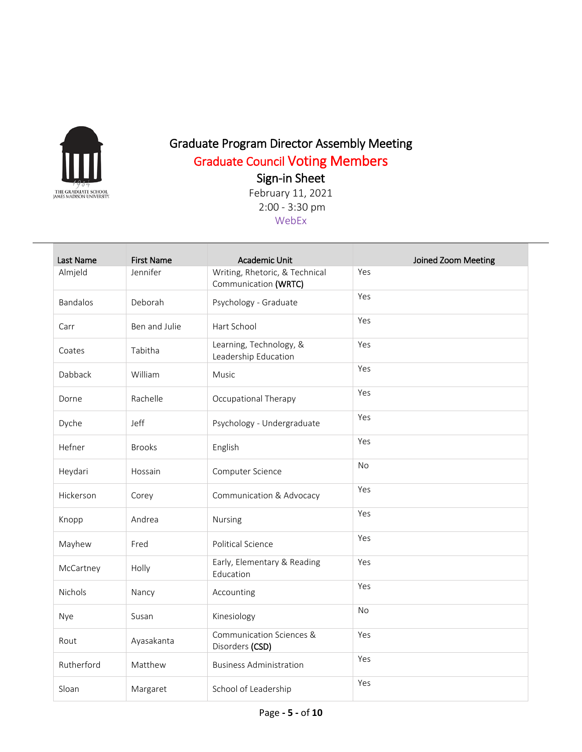# Graduate Program Director Assembly Meeting

## Graduate Council Voting Members

### Sign-in Sheet

February 11, 2021

2:00 - 3:30 pm

WebEx

| Last Name | First Name | Academic Unit | Joined Zoom Meeting |
|---|---|---|---|
| Almjeld | Jennifer | Writing, Rhetoric, & Technical Communication **(WRTC)** | Yes |
| Bandalos | Deborah | Psychology - Graduate | Yes |
| Carr | Ben and Julie | Hart School | Yes |
| Coates | Tabitha | Learning, Technology, & Leadership Education | Yes |
| Dabback | William | Music | Yes |
| Dorne | Rachelle | Occupational Therapy | Yes |
| Dyche | Jeff | Psychology - Undergraduate | Yes |
| Hefner | Brooks | English | Yes |
| Heydari | Hossain | Computer Science | No |
| Hickerson | Corey | Communication & Advocacy | Yes |
| Knopp | Andrea | Nursing | Yes |
| Mayhew | Fred | Political Science | Yes |
| McCartney | Holly | Early, Elementary & Reading Education | Yes |
| Nichols | Nancy | Accounting | Yes |
| Nye | Susan | Kinesiology | No |
| Rout | Ayasakanta | Communication Sciences & Disorders **(CSD)** | Yes |
| Rutherford | Matthew | Business Administration | Yes |
| Sloan | Margaret | School of Leadership | Yes |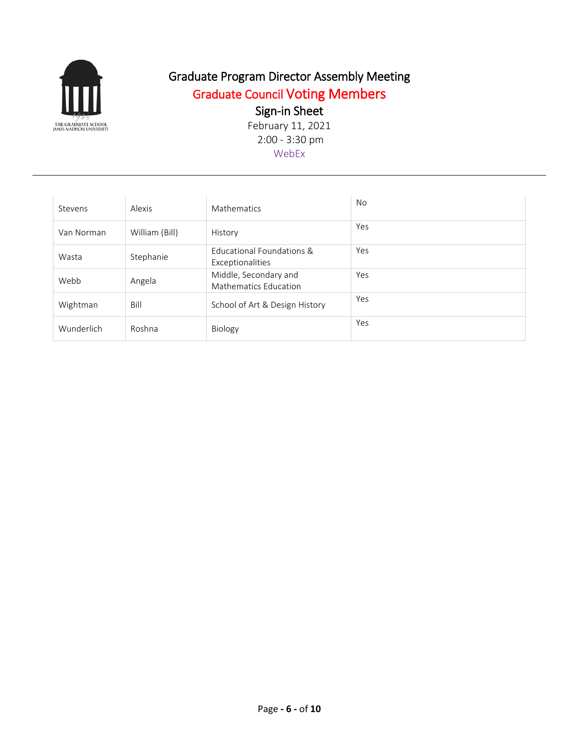# Graduate Program Director Assembly Meeting

## Graduate Council Voting Members

## Sign-in Sheet

February 11, 2021

2:00 - 3:30 pm

WebEx

| | | | |
|---|---|---|---|
| Stevens | Alexis | Mathematics | No |
| Van Norman | William (Bill) | History | Yes |
| Wasta | Stephanie | Educational Foundations & Exceptionalities | Yes |
| Webb | Angela | Middle, Secondary and Mathematics Education | Yes |
| Wightman | Bill | School of Art & Design History | Yes |
| Wunderlich | Roshna | Biology | Yes |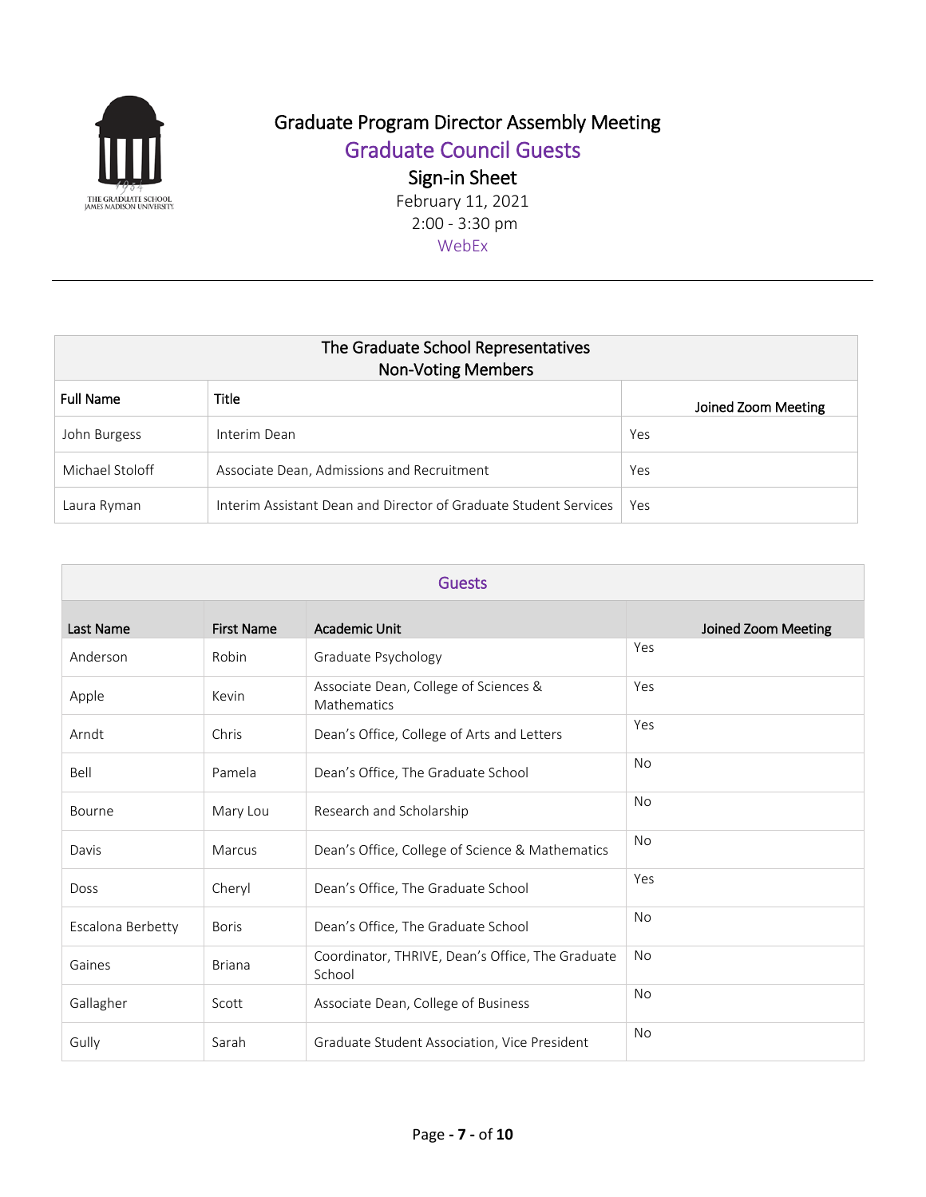# Graduate Program Director Assembly Meeting

## Graduate Council Guests

### Sign-in Sheet

February 11, 2021

2:00 - 3:30 pm

WebEx

---

| The Graduate School Representatives Non-Voting Members | | |
|---|---|---|
| Full Name | Title | Joined Zoom Meeting |
| John Burgess | Interim Dean | Yes |
| Michael Stoloff | Associate Dean, Admissions and Recruitment | Yes |
| Laura Ryman | Interim Assistant Dean and Director of Graduate Student Services | Yes |

| Guests | | | |
|---|---|---|---|
| Last Name | First Name | Academic Unit | Joined Zoom Meeting |
| Anderson | Robin | Graduate Psychology | Yes |
| Apple | Kevin | Associate Dean, College of Sciences & Mathematics | Yes |
| Arndt | Chris | Dean's Office, College of Arts and Letters | Yes |
| Bell | Pamela | Dean's Office, The Graduate School | No |
| Bourne | Mary Lou | Research and Scholarship | No |
| Davis | Marcus | Dean's Office, College of Science & Mathematics | No |
| Doss | Cheryl | Dean's Office, The Graduate School | Yes |
| Escalona Berbetty | Boris | Dean's Office, The Graduate School | No |
| Gaines | Briana | Coordinator, THRIVE, Dean's Office, The Graduate School | No |
| Gallagher | Scott | Associate Dean, College of Business | No |
| Gully | Sarah | Graduate Student Association, Vice President | No |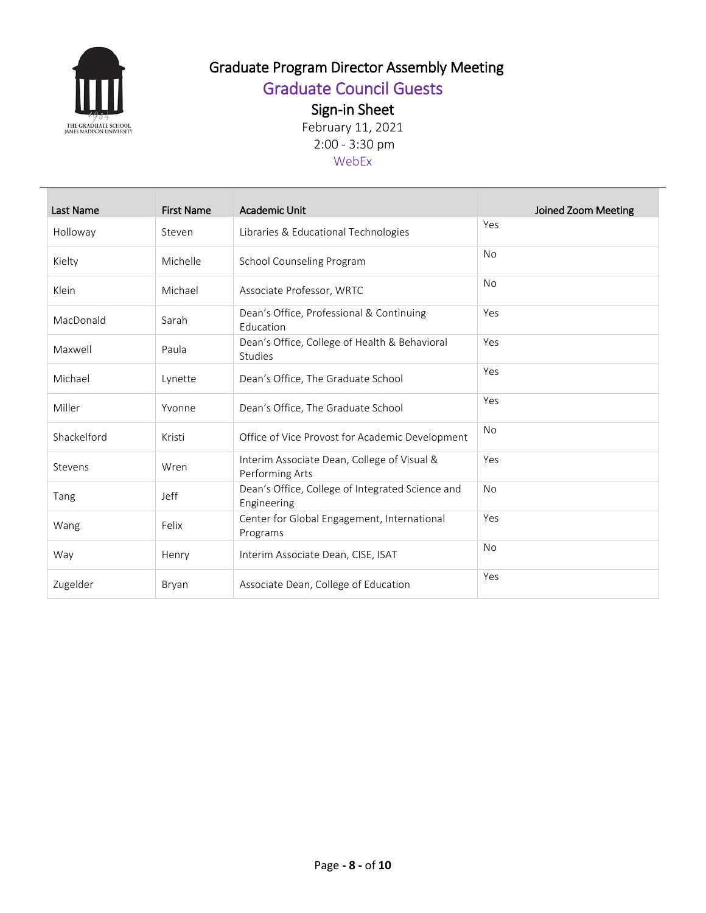# Graduate Program Director Assembly Meeting

## Graduate Council Guests

### Sign-in Sheet

February 11, 2021

2:00 - 3:30 pm

WebEx

| Last Name | First Name | Academic Unit | Joined Zoom Meeting |
|---|---|---|---|
| Holloway | Steven | Libraries & Educational Technologies | Yes |
| Kielty | Michelle | School Counseling Program | No |
| Klein | Michael | Associate Professor, WRTC | No |
| MacDonald | Sarah | Dean's Office, Professional & Continuing Education | Yes |
| Maxwell | Paula | Dean's Office, College of Health & Behavioral Studies | Yes |
| Michael | Lynette | Dean's Office, The Graduate School | Yes |
| Miller | Yvonne | Dean's Office, The Graduate School | Yes |
| Shackelford | Kristi | Office of Vice Provost for Academic Development | No |
| Stevens | Wren | Interim Associate Dean, College of Visual & Performing Arts | Yes |
| Tang | Jeff | Dean's Office, College of Integrated Science and Engineering | No |
| Wang | Felix | Center for Global Engagement, International Programs | Yes |
| Way | Henry | Interim Associate Dean, CISE, ISAT | No |
| Zugelder | Bryan | Associate Dean, College of Education | Yes |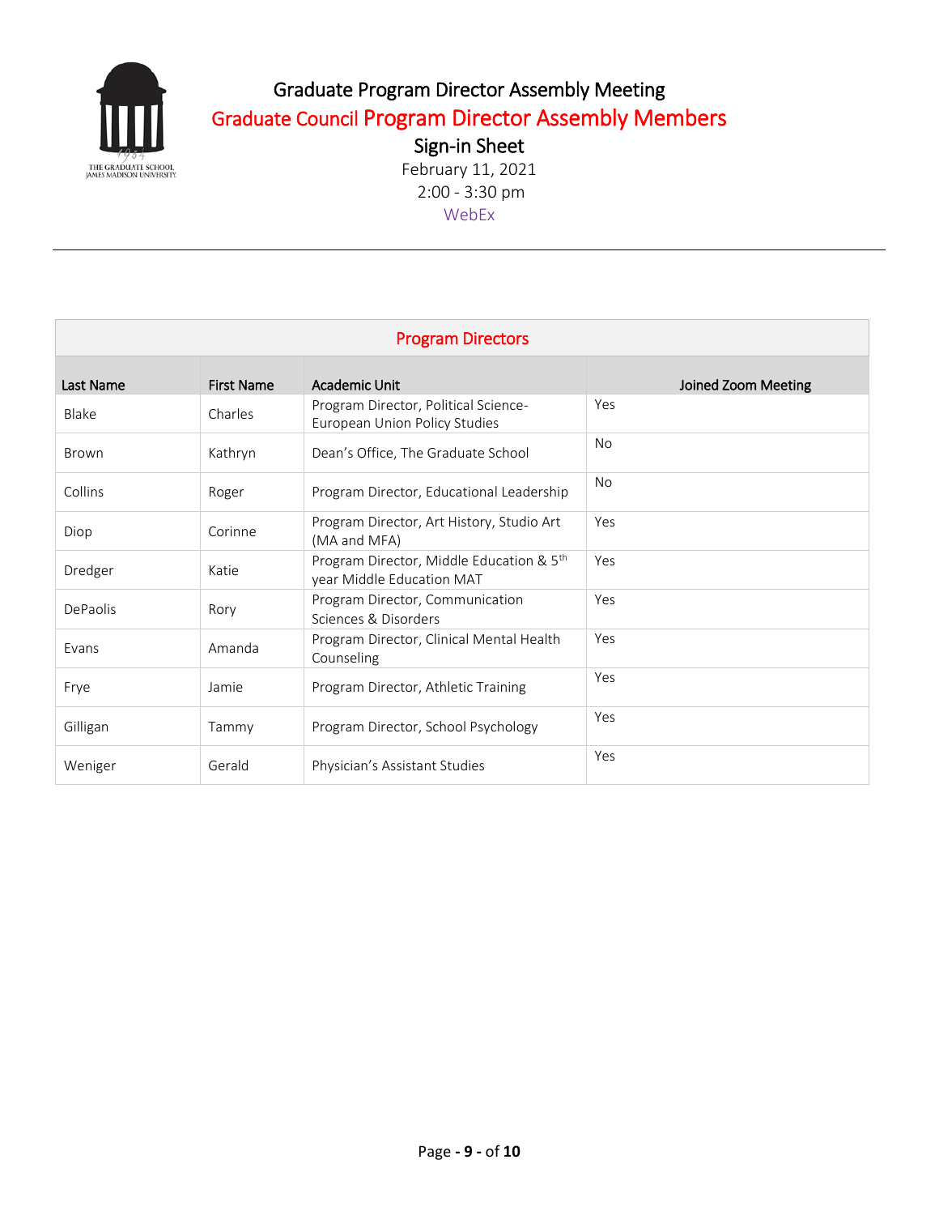# Graduate Program Director Assembly Meeting

## Graduate Council Program Director Assembly Members

### Sign-in Sheet

February 11, 2021

2:00 - 3:30 pm

WebEx

---

| Program Directors | | | |
|---|---|---|---|
| Last Name | First Name | Academic Unit | Joined Zoom Meeting |
| Blake | Charles | Program Director, Political Science-European Union Policy Studies | Yes |
| Brown | Kathryn | Dean's Office, The Graduate School | No |
| Collins | Roger | Program Director, Educational Leadership | No |
| Diop | Corinne | Program Director, Art History, Studio Art (MA and MFA) | Yes |
| Dredger | Katie | Program Director, Middle Education & 5th year Middle Education MAT | Yes |
| DePaolis | Rory | Program Director, Communication Sciences & Disorders | Yes |
| Evans | Amanda | Program Director, Clinical Mental Health Counseling | Yes |
| Frye | Jamie | Program Director, Athletic Training | Yes |
| Gilligan | Tammy | Program Director, School Psychology | Yes |
| Weniger | Gerald | Physician's Assistant Studies | Yes |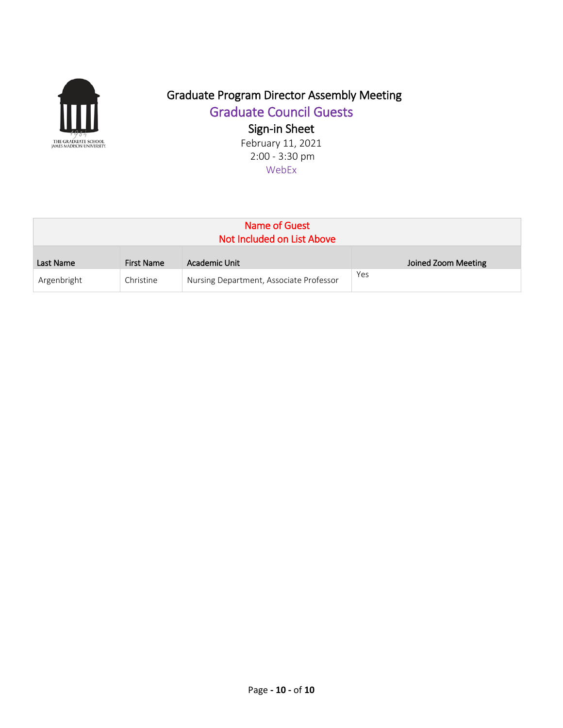THE GRADUATE SCHOOL
JAMES MADISON UNIVERSITY

# Graduate Program Director Assembly Meeting

## Graduate Council Guests

### Sign-in Sheet

February 11, 2021

2:00 - 3:30 pm

WebEx

| Name of Guest Not Included on List Above | | | |
|---|---|---|---|
| Last Name | First Name | Academic Unit | Joined Zoom Meeting |
| Argenbright | Christine | Nursing Department, Associate Professor | Yes |